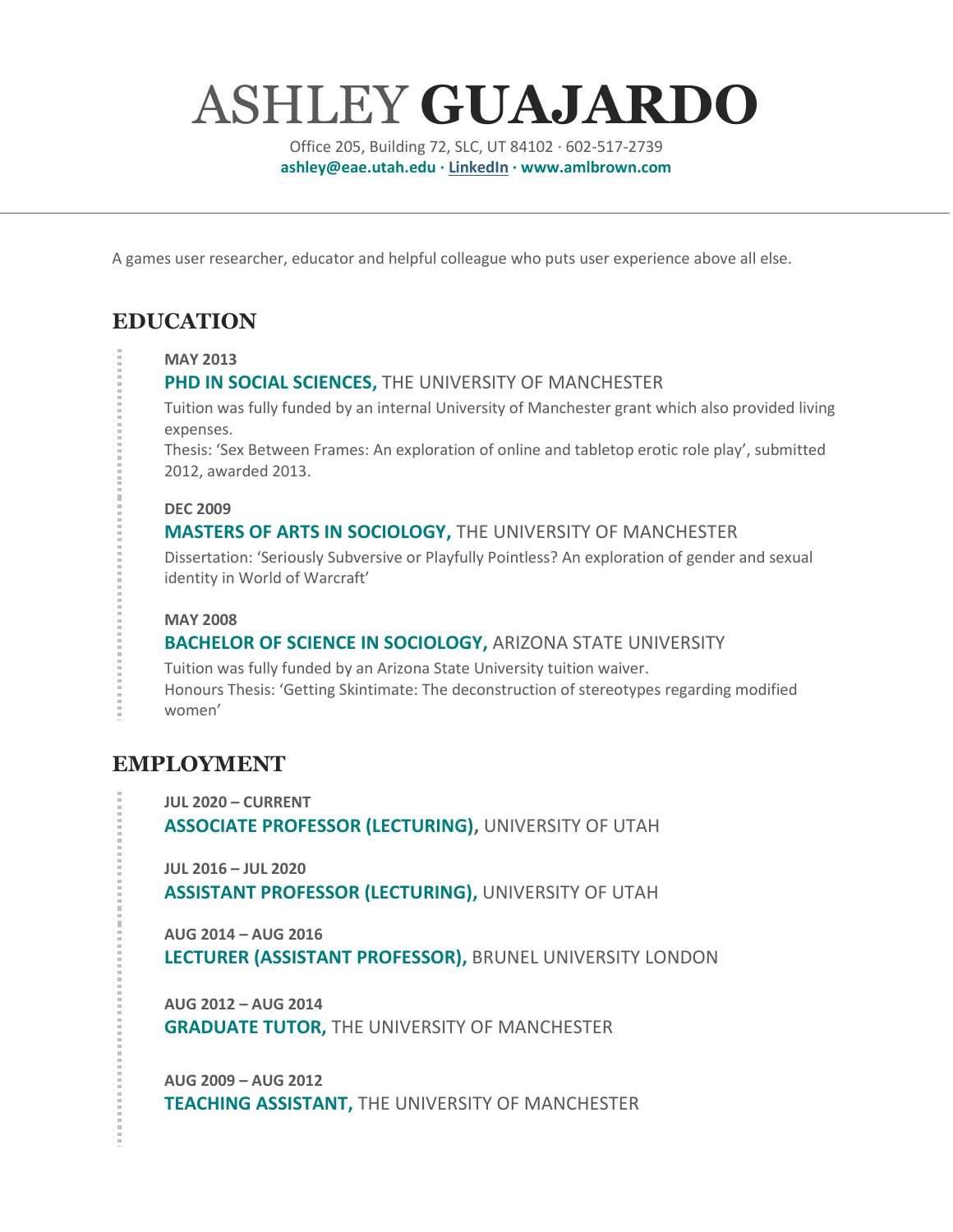# ASHLEY **GUAJARDO**

Office 205, Building 72, SLC, UT 84102 · 602-517-2739
**ashley@eae.utah.edu · LinkedIn · www.amlbrown.com**

---

A games user researcher, educator and helpful colleague who puts user experience above all else.

## EDUCATION

**MAY 2013**

**PHD IN SOCIAL SCIENCES,** THE UNIVERSITY OF MANCHESTER

Tuition was fully funded by an internal University of Manchester grant which also provided living expenses.
Thesis: 'Sex Between Frames: An exploration of online and tabletop erotic role play', submitted 2012, awarded 2013.

**DEC 2009**

**MASTERS OF ARTS IN SOCIOLOGY,** THE UNIVERSITY OF MANCHESTER

Dissertation: 'Seriously Subversive or Playfully Pointless? An exploration of gender and sexual identity in World of Warcraft'

**MAY 2008**

**BACHELOR OF SCIENCE IN SOCIOLOGY,** ARIZONA STATE UNIVERSITY

Tuition was fully funded by an Arizona State University tuition waiver.
Honours Thesis: 'Getting Skintimate: The deconstruction of stereotypes regarding modified women'

## EMPLOYMENT

**JUL 2020 – CURRENT**

**ASSOCIATE PROFESSOR (LECTURING),** UNIVERSITY OF UTAH

**JUL 2016 – JUL 2020**

**ASSISTANT PROFESSOR (LECTURING),** UNIVERSITY OF UTAH

**AUG 2014 – AUG 2016**

**LECTURER (ASSISTANT PROFESSOR),** BRUNEL UNIVERSITY LONDON

**AUG 2012 – AUG 2014**

**GRADUATE TUTOR,** THE UNIVERSITY OF MANCHESTER

**AUG 2009 – AUG 2012**

**TEACHING ASSISTANT,** THE UNIVERSITY OF MANCHESTER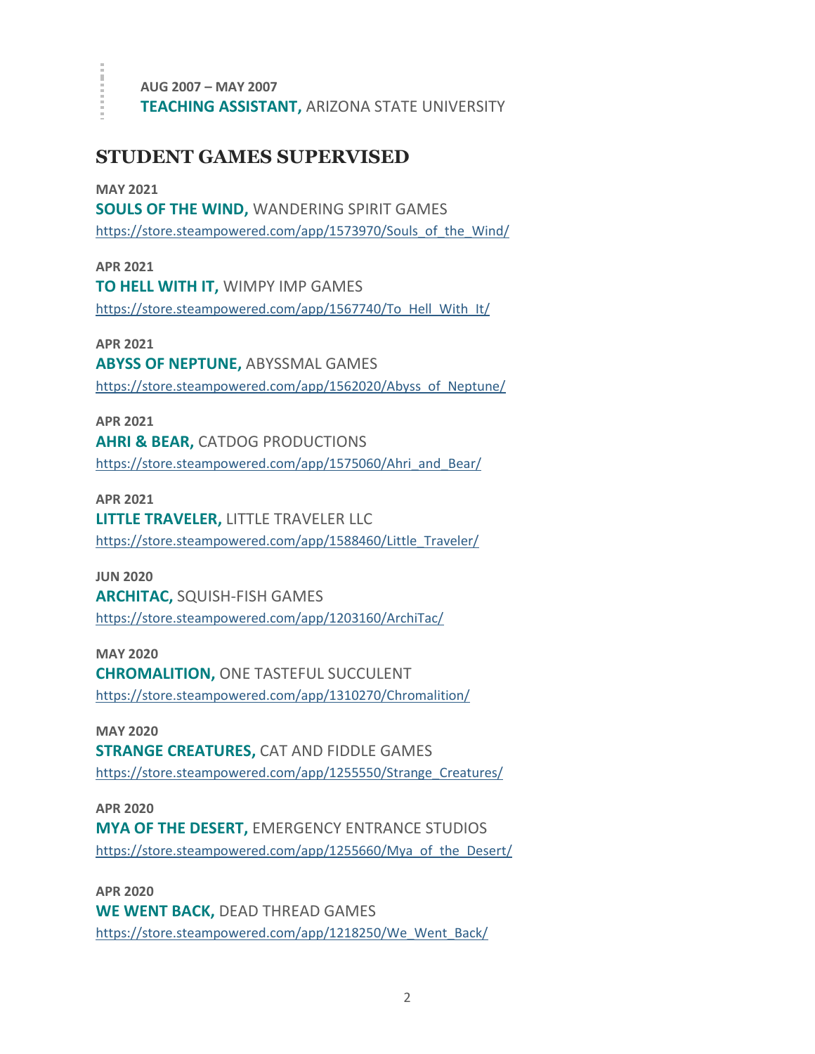**AUG 2007 – MAY 2007**
**TEACHING ASSISTANT,** ARIZONA STATE UNIVERSITY

## STUDENT GAMES SUPERVISED

**MAY 2021**
**SOULS OF THE WIND,** WANDERING SPIRIT GAMES
https://store.steampowered.com/app/1573970/Souls_of_the_Wind/

**APR 2021**
**TO HELL WITH IT,** WIMPY IMP GAMES
https://store.steampowered.com/app/1567740/To_Hell_With_It/

**APR 2021**
**ABYSS OF NEPTUNE,** ABYSSMAL GAMES
https://store.steampowered.com/app/1562020/Abyss_of_Neptune/

**APR 2021**
**AHRI & BEAR,** CATDOG PRODUCTIONS
https://store.steampowered.com/app/1575060/Ahri_and_Bear/

**APR 2021**
**LITTLE TRAVELER,** LITTLE TRAVELER LLC
https://store.steampowered.com/app/1588460/Little_Traveler/

**JUN 2020**
**ARCHITAC,** SQUISH-FISH GAMES
https://store.steampowered.com/app/1203160/ArchiTac/

**MAY 2020**
**CHROMALITION,** ONE TASTEFUL SUCCULENT
https://store.steampowered.com/app/1310270/Chromalition/

**MAY 2020**
**STRANGE CREATURES,** CAT AND FIDDLE GAMES
https://store.steampowered.com/app/1255550/Strange_Creatures/

**APR 2020**
**MYA OF THE DESERT,** EMERGENCY ENTRANCE STUDIOS
https://store.steampowered.com/app/1255660/Mya_of_the_Desert/

**APR 2020**
**WE WENT BACK,** DEAD THREAD GAMES
https://store.steampowered.com/app/1218250/We_Went_Back/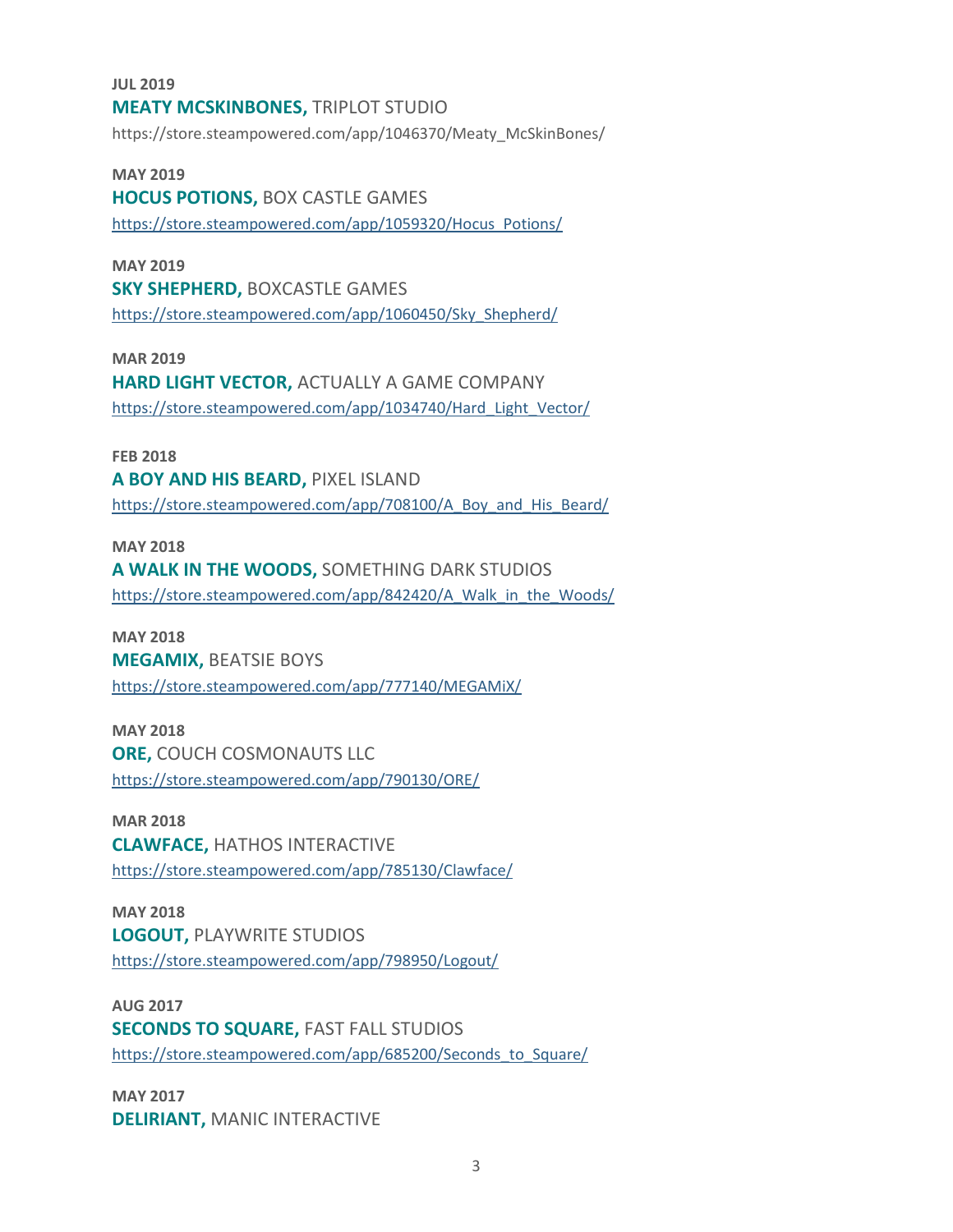**JUL 2019**
**MEATY MCSKINBONES,** TRIPLOT STUDIO
https://store.steampowered.com/app/1046370/Meaty_McSkinBones/

**MAY 2019**
**HOCUS POTIONS,** BOX CASTLE GAMES
https://store.steampowered.com/app/1059320/Hocus_Potions/

**MAY 2019**
**SKY SHEPHERD,** BOXCASTLE GAMES
https://store.steampowered.com/app/1060450/Sky_Shepherd/

**MAR 2019**
**HARD LIGHT VECTOR,** ACTUALLY A GAME COMPANY
https://store.steampowered.com/app/1034740/Hard_Light_Vector/

**FEB 2018**
**A BOY AND HIS BEARD,** PIXEL ISLAND
https://store.steampowered.com/app/708100/A_Boy_and_His_Beard/

**MAY 2018**
**A WALK IN THE WOODS,** SOMETHING DARK STUDIOS
https://store.steampowered.com/app/842420/A_Walk_in_the_Woods/

**MAY 2018**
**MEGAMIX,** BEATSIE BOYS
https://store.steampowered.com/app/777140/MEGAMiX/

**MAY 2018**
**ORE,** COUCH COSMONAUTS LLC
https://store.steampowered.com/app/790130/ORE/

**MAR 2018**
**CLAWFACE,** HATHOS INTERACTIVE
https://store.steampowered.com/app/785130/Clawface/

**MAY 2018**
**LOGOUT,** PLAYWRITE STUDIOS
https://store.steampowered.com/app/798950/Logout/

**AUG 2017**
**SECONDS TO SQUARE,** FAST FALL STUDIOS
https://store.steampowered.com/app/685200/Seconds_to_Square/

**MAY 2017**
**DELIRIANT,** MANIC INTERACTIVE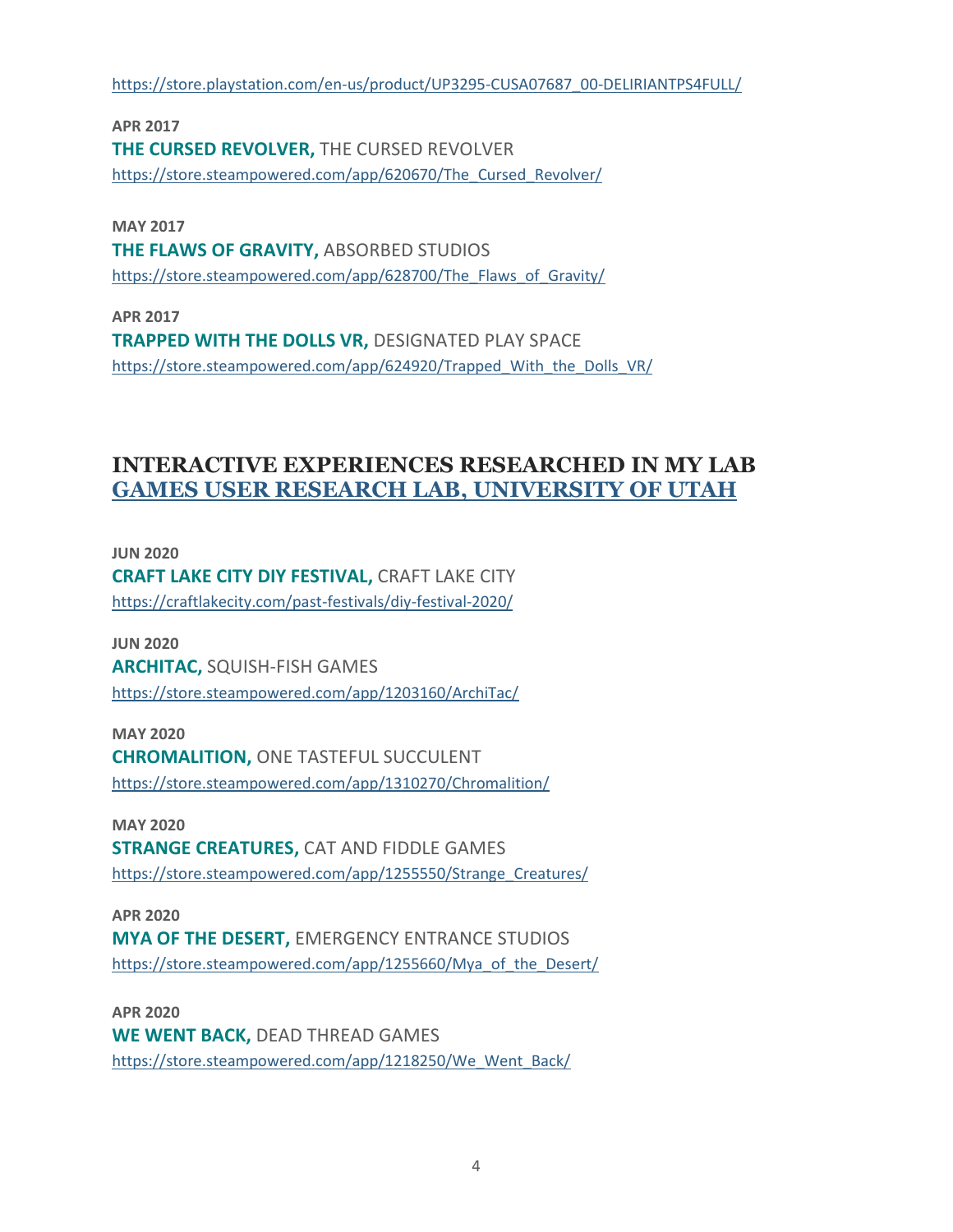https://store.playstation.com/en-us/product/UP3295-CUSA07687_00-DELIRIANTPS4FULL/

**APR 2017**
**THE CURSED REVOLVER,** THE CURSED REVOLVER
https://store.steampowered.com/app/620670/The_Cursed_Revolver/

**MAY 2017**
**THE FLAWS OF GRAVITY,** ABSORBED STUDIOS
https://store.steampowered.com/app/628700/The_Flaws_of_Gravity/

**APR 2017**
**TRAPPED WITH THE DOLLS VR,** DESIGNATED PLAY SPACE
https://store.steampowered.com/app/624920/Trapped_With_the_Dolls_VR/

## INTERACTIVE EXPERIENCES RESEARCHED IN MY LAB
## GAMES USER RESEARCH LAB, UNIVERSITY OF UTAH

**JUN 2020**
**CRAFT LAKE CITY DIY FESTIVAL,** CRAFT LAKE CITY
https://craftlakecity.com/past-festivals/diy-festival-2020/

**JUN 2020**
**ARCHITAC,** SQUISH-FISH GAMES
https://store.steampowered.com/app/1203160/ArchiTac/

**MAY 2020**
**CHROMALITION,** ONE TASTEFUL SUCCULENT
https://store.steampowered.com/app/1310270/Chromalition/

**MAY 2020**
**STRANGE CREATURES,** CAT AND FIDDLE GAMES
https://store.steampowered.com/app/1255550/Strange_Creatures/

**APR 2020**
**MYA OF THE DESERT,** EMERGENCY ENTRANCE STUDIOS
https://store.steampowered.com/app/1255660/Mya_of_the_Desert/

**APR 2020**
**WE WENT BACK,** DEAD THREAD GAMES
https://store.steampowered.com/app/1218250/We_Went_Back/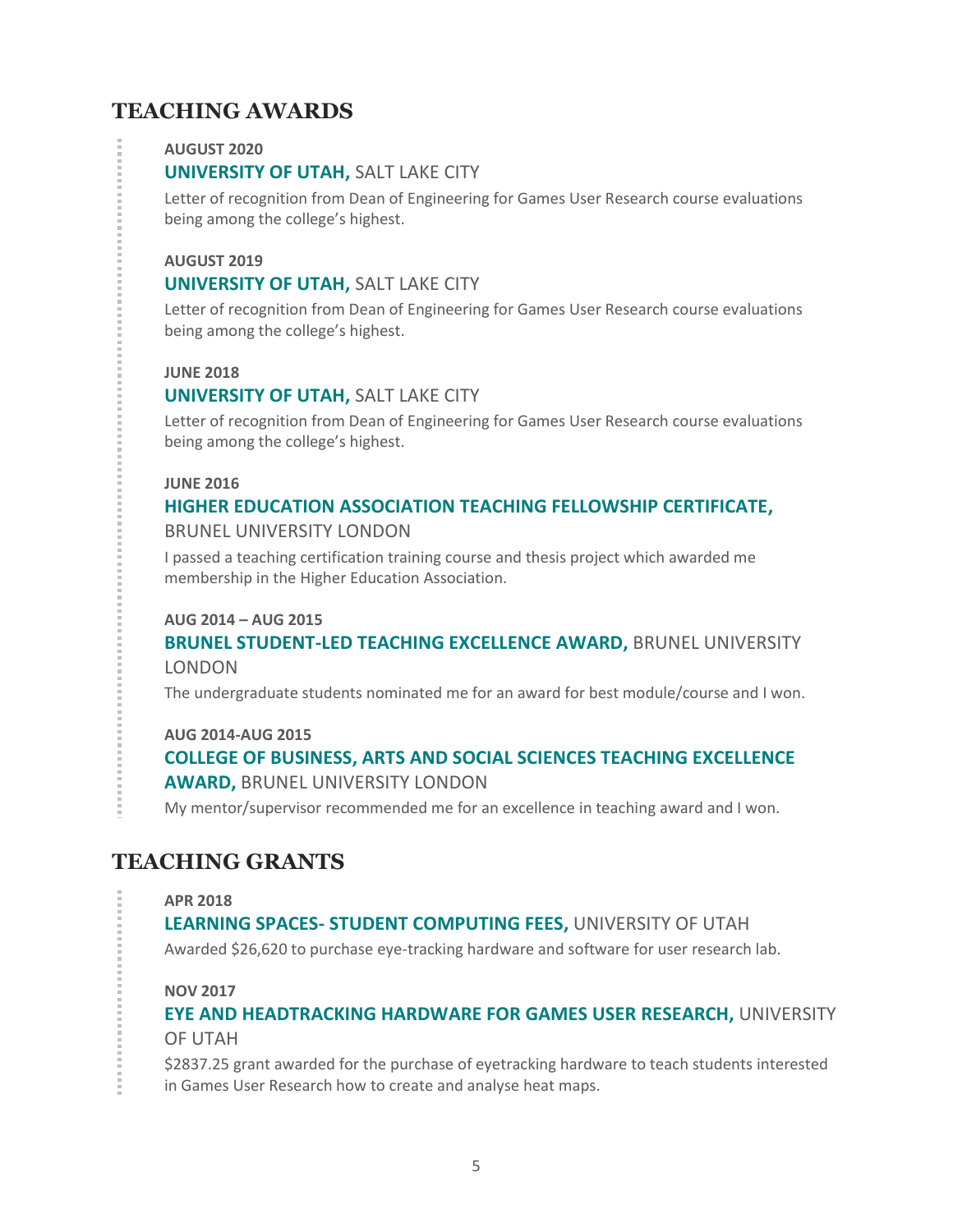## TEACHING AWARDS

**AUGUST 2020**

**UNIVERSITY OF UTAH,** SALT LAKE CITY

Letter of recognition from Dean of Engineering for Games User Research course evaluations being among the college's highest.

**AUGUST 2019**

**UNIVERSITY OF UTAH,** SALT LAKE CITY

Letter of recognition from Dean of Engineering for Games User Research course evaluations being among the college's highest.

**JUNE 2018**

**UNIVERSITY OF UTAH,** SALT LAKE CITY

Letter of recognition from Dean of Engineering for Games User Research course evaluations being among the college's highest.

**JUNE 2016**

**HIGHER EDUCATION ASSOCIATION TEACHING FELLOWSHIP CERTIFICATE,** BRUNEL UNIVERSITY LONDON

I passed a teaching certification training course and thesis project which awarded me membership in the Higher Education Association.

**AUG 2014 – AUG 2015**

**BRUNEL STUDENT-LED TEACHING EXCELLENCE AWARD,** BRUNEL UNIVERSITY LONDON

The undergraduate students nominated me for an award for best module/course and I won.

**AUG 2014-AUG 2015**

**COLLEGE OF BUSINESS, ARTS AND SOCIAL SCIENCES TEACHING EXCELLENCE AWARD,** BRUNEL UNIVERSITY LONDON

My mentor/supervisor recommended me for an excellence in teaching award and I won.

## TEACHING GRANTS

**APR 2018**

**LEARNING SPACES- STUDENT COMPUTING FEES,** UNIVERSITY OF UTAH

Awarded $26,620 to purchase eye-tracking hardware and software for user research lab.

**NOV 2017**

**EYE AND HEADTRACKING HARDWARE FOR GAMES USER RESEARCH,** UNIVERSITY OF UTAH

$2837.25 grant awarded for the purchase of eyetracking hardware to teach students interested in Games User Research how to create and analyse heat maps.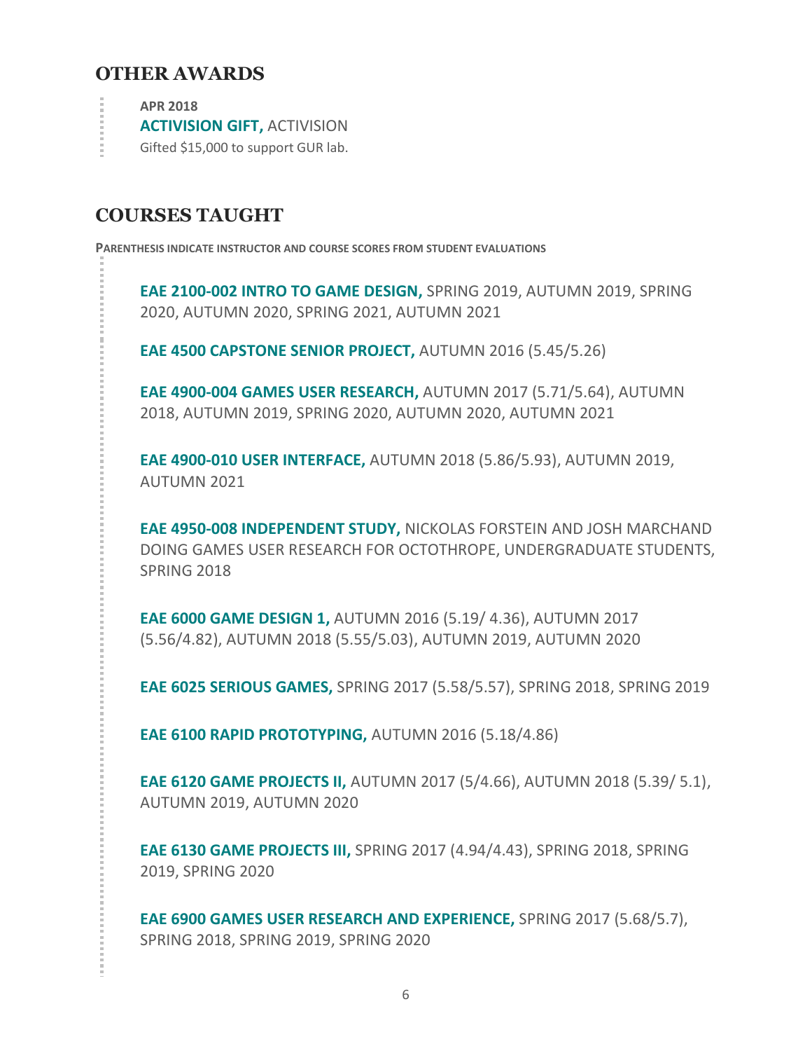## OTHER AWARDS

**APR 2018**
**ACTIVISION GIFT,** ACTIVISION
Gifted $15,000 to support GUR lab.

## COURSES TAUGHT

**PARENTHESIS INDICATE INSTRUCTOR AND COURSE SCORES FROM STUDENT EVALUATIONS**

**EAE 2100-002 INTRO TO GAME DESIGN,** SPRING 2019, AUTUMN 2019, SPRING 2020, AUTUMN 2020, SPRING 2021, AUTUMN 2021

**EAE 4500 CAPSTONE SENIOR PROJECT,** AUTUMN 2016 (5.45/5.26)

**EAE 4900-004 GAMES USER RESEARCH,** AUTUMN 2017 (5.71/5.64), AUTUMN 2018, AUTUMN 2019, SPRING 2020, AUTUMN 2020, AUTUMN 2021

**EAE 4900-010 USER INTERFACE,** AUTUMN 2018 (5.86/5.93), AUTUMN 2019, AUTUMN 2021

**EAE 4950-008 INDEPENDENT STUDY,** NICKOLAS FORSTEIN AND JOSH MARCHAND DOING GAMES USER RESEARCH FOR OCTOTHROPE, UNDERGRADUATE STUDENTS, SPRING 2018

**EAE 6000 GAME DESIGN 1,** AUTUMN 2016 (5.19/ 4.36), AUTUMN 2017 (5.56/4.82), AUTUMN 2018 (5.55/5.03), AUTUMN 2019, AUTUMN 2020

**EAE 6025 SERIOUS GAMES,** SPRING 2017 (5.58/5.57), SPRING 2018, SPRING 2019

**EAE 6100 RAPID PROTOTYPING,** AUTUMN 2016 (5.18/4.86)

**EAE 6120 GAME PROJECTS II,** AUTUMN 2017 (5/4.66), AUTUMN 2018 (5.39/ 5.1), AUTUMN 2019, AUTUMN 2020

**EAE 6130 GAME PROJECTS III,** SPRING 2017 (4.94/4.43), SPRING 2018, SPRING 2019, SPRING 2020

**EAE 6900 GAMES USER RESEARCH AND EXPERIENCE,** SPRING 2017 (5.68/5.7), SPRING 2018, SPRING 2019, SPRING 2020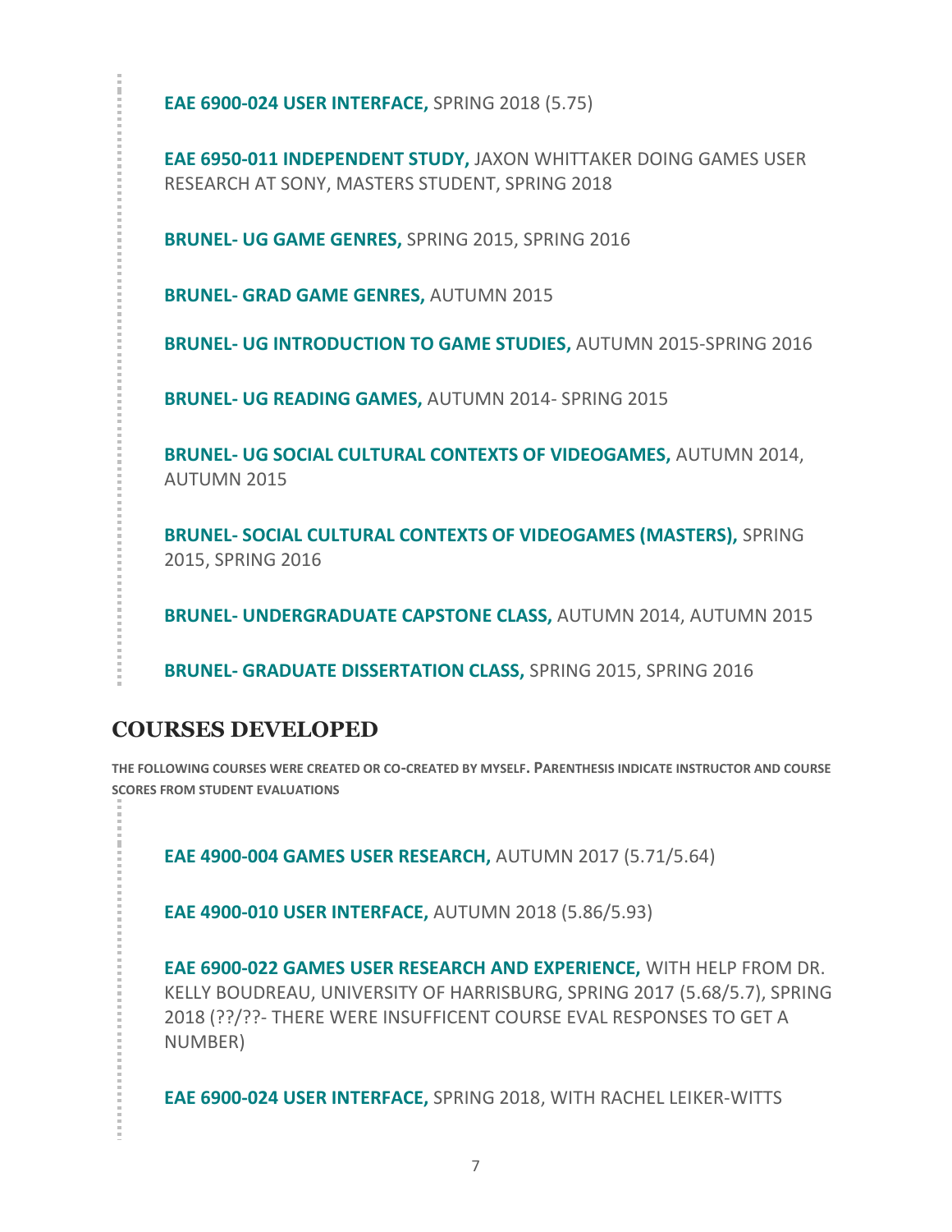**EAE 6900-024 USER INTERFACE,** SPRING 2018 (5.75)

**EAE 6950-011 INDEPENDENT STUDY,** JAXON WHITTAKER DOING GAMES USER RESEARCH AT SONY, MASTERS STUDENT, SPRING 2018

**BRUNEL- UG GAME GENRES,** SPRING 2015, SPRING 2016

**BRUNEL- GRAD GAME GENRES,** AUTUMN 2015

**BRUNEL- UG INTRODUCTION TO GAME STUDIES,** AUTUMN 2015-SPRING 2016

**BRUNEL- UG READING GAMES,** AUTUMN 2014- SPRING 2015

**BRUNEL- UG SOCIAL CULTURAL CONTEXTS OF VIDEOGAMES,** AUTUMN 2014, AUTUMN 2015

**BRUNEL- SOCIAL CULTURAL CONTEXTS OF VIDEOGAMES (MASTERS),** SPRING 2015, SPRING 2016

**BRUNEL- UNDERGRADUATE CAPSTONE CLASS,** AUTUMN 2014, AUTUMN 2015

**BRUNEL- GRADUATE DISSERTATION CLASS,** SPRING 2015, SPRING 2016

## COURSES DEVELOPED

**THE FOLLOWING COURSES WERE CREATED OR CO-CREATED BY MYSELF. PARENTHESIS INDICATE INSTRUCTOR AND COURSE SCORES FROM STUDENT EVALUATIONS**

**EAE 4900-004 GAMES USER RESEARCH,** AUTUMN 2017 (5.71/5.64)

**EAE 4900-010 USER INTERFACE,** AUTUMN 2018 (5.86/5.93)

**EAE 6900-022 GAMES USER RESEARCH AND EXPERIENCE,** WITH HELP FROM DR. KELLY BOUDREAU, UNIVERSITY OF HARRISBURG, SPRING 2017 (5.68/5.7), SPRING 2018 (??/??- THERE WERE INSUFFICENT COURSE EVAL RESPONSES TO GET A NUMBER)

**EAE 6900-024 USER INTERFACE,** SPRING 2018, WITH RACHEL LEIKER-WITTS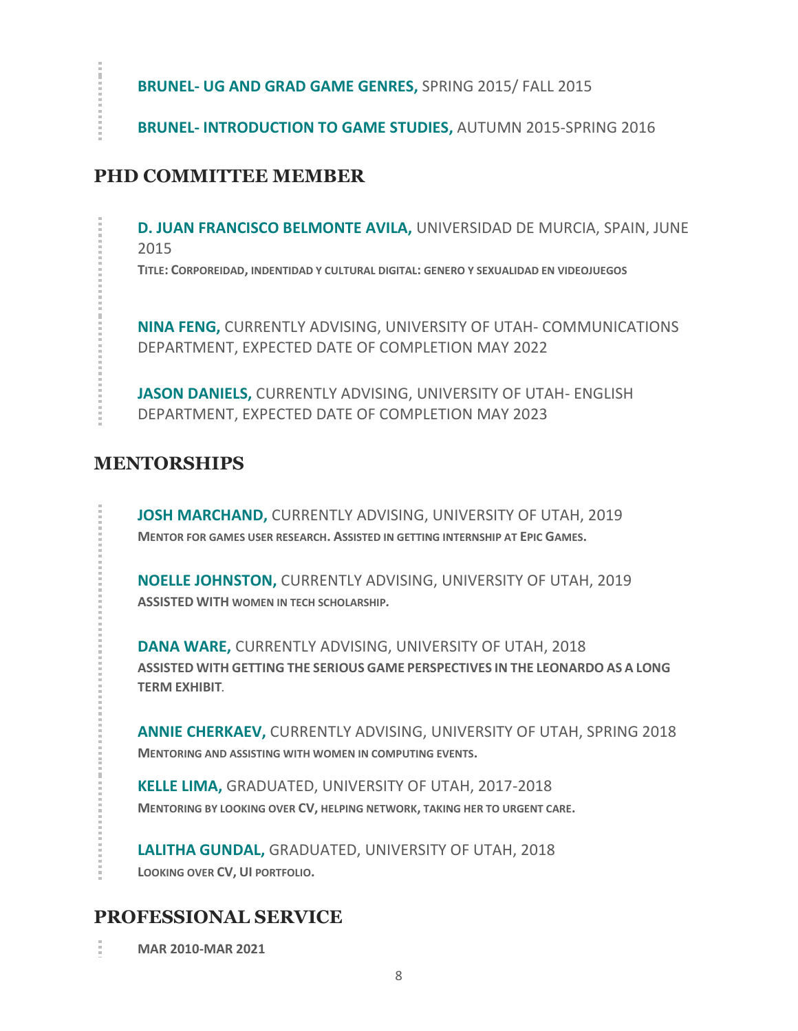**BRUNEL- UG AND GRAD GAME GENRES,** SPRING 2015/ FALL 2015

**BRUNEL- INTRODUCTION TO GAME STUDIES,** AUTUMN 2015-SPRING 2016

## PHD COMMITTEE MEMBER

**D. JUAN FRANCISCO BELMONTE AVILA,** UNIVERSIDAD DE MURCIA, SPAIN, JUNE 2015

**TITLE: CORPOREIDAD, INDENTIDAD Y CULTURAL DIGITAL: GENERO Y SEXUALIDAD EN VIDEOJUEGOS**

**NINA FENG,** CURRENTLY ADVISING, UNIVERSITY OF UTAH- COMMUNICATIONS DEPARTMENT, EXPECTED DATE OF COMPLETION MAY 2022

**JASON DANIELS,** CURRENTLY ADVISING, UNIVERSITY OF UTAH- ENGLISH DEPARTMENT, EXPECTED DATE OF COMPLETION MAY 2023

## MENTORSHIPS

**JOSH MARCHAND,** CURRENTLY ADVISING, UNIVERSITY OF UTAH, 2019

**MENTOR FOR GAMES USER RESEARCH. ASSISTED IN GETTING INTERNSHIP AT EPIC GAMES.**

**NOELLE JOHNSTON,** CURRENTLY ADVISING, UNIVERSITY OF UTAH, 2019

**ASSISTED WITH WOMEN IN TECH SCHOLARSHIP.**

**DANA WARE,** CURRENTLY ADVISING, UNIVERSITY OF UTAH, 2018

**ASSISTED WITH GETTING THE SERIOUS GAME PERSPECTIVES IN THE LEONARDO AS A LONG TERM EXHIBIT.**

**ANNIE CHERKAEV,** CURRENTLY ADVISING, UNIVERSITY OF UTAH, SPRING 2018

**MENTORING AND ASSISTING WITH WOMEN IN COMPUTING EVENTS.**

**KELLE LIMA,** GRADUATED, UNIVERSITY OF UTAH, 2017-2018

**MENTORING BY LOOKING OVER CV, HELPING NETWORK, TAKING HER TO URGENT CARE.**

**LALITHA GUNDAL,** GRADUATED, UNIVERSITY OF UTAH, 2018

**LOOKING OVER CV, UI PORTFOLIO.**

## PROFESSIONAL SERVICE

**MAR 2010-MAR 2021**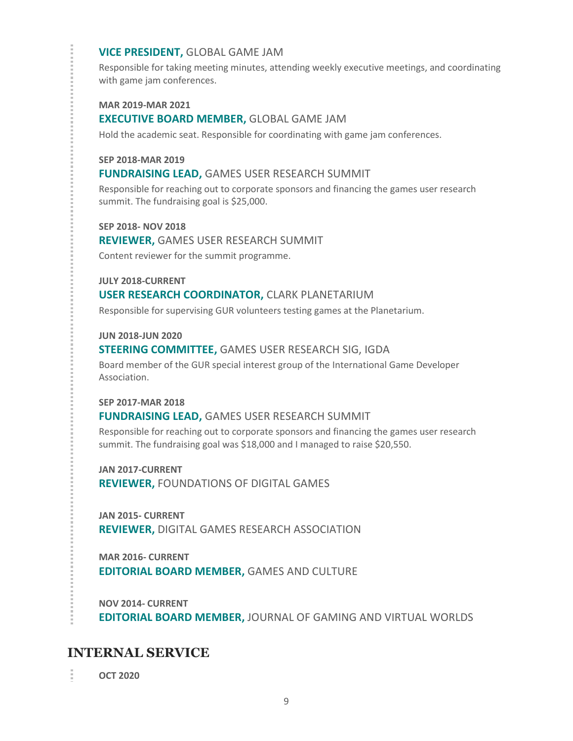**VICE PRESIDENT,** GLOBAL GAME JAM

Responsible for taking meeting minutes, attending weekly executive meetings, and coordinating with game jam conferences.

**MAR 2019-MAR 2021**

**EXECUTIVE BOARD MEMBER,** GLOBAL GAME JAM

Hold the academic seat. Responsible for coordinating with game jam conferences.

**SEP 2018-MAR 2019**

**FUNDRAISING LEAD,** GAMES USER RESEARCH SUMMIT

Responsible for reaching out to corporate sponsors and financing the games user research summit. The fundraising goal is $25,000.

**SEP 2018- NOV 2018**

**REVIEWER,** GAMES USER RESEARCH SUMMIT

Content reviewer for the summit programme.

**JULY 2018-CURRENT**

**USER RESEARCH COORDINATOR,** CLARK PLANETARIUM

Responsible for supervising GUR volunteers testing games at the Planetarium.

**JUN 2018-JUN 2020**

**STEERING COMMITTEE,** GAMES USER RESEARCH SIG, IGDA

Board member of the GUR special interest group of the International Game Developer Association.

**SEP 2017-MAR 2018**

**FUNDRAISING LEAD,** GAMES USER RESEARCH SUMMIT

Responsible for reaching out to corporate sponsors and financing the games user research summit. The fundraising goal was $18,000 and I managed to raise $20,550.

**JAN 2017-CURRENT**

**REVIEWER,** FOUNDATIONS OF DIGITAL GAMES

**JAN 2015- CURRENT**

**REVIEWER,** DIGITAL GAMES RESEARCH ASSOCIATION

**MAR 2016- CURRENT**

**EDITORIAL BOARD MEMBER,** GAMES AND CULTURE

**NOV 2014- CURRENT**

**EDITORIAL BOARD MEMBER,** JOURNAL OF GAMING AND VIRTUAL WORLDS

## INTERNAL SERVICE

**OCT 2020**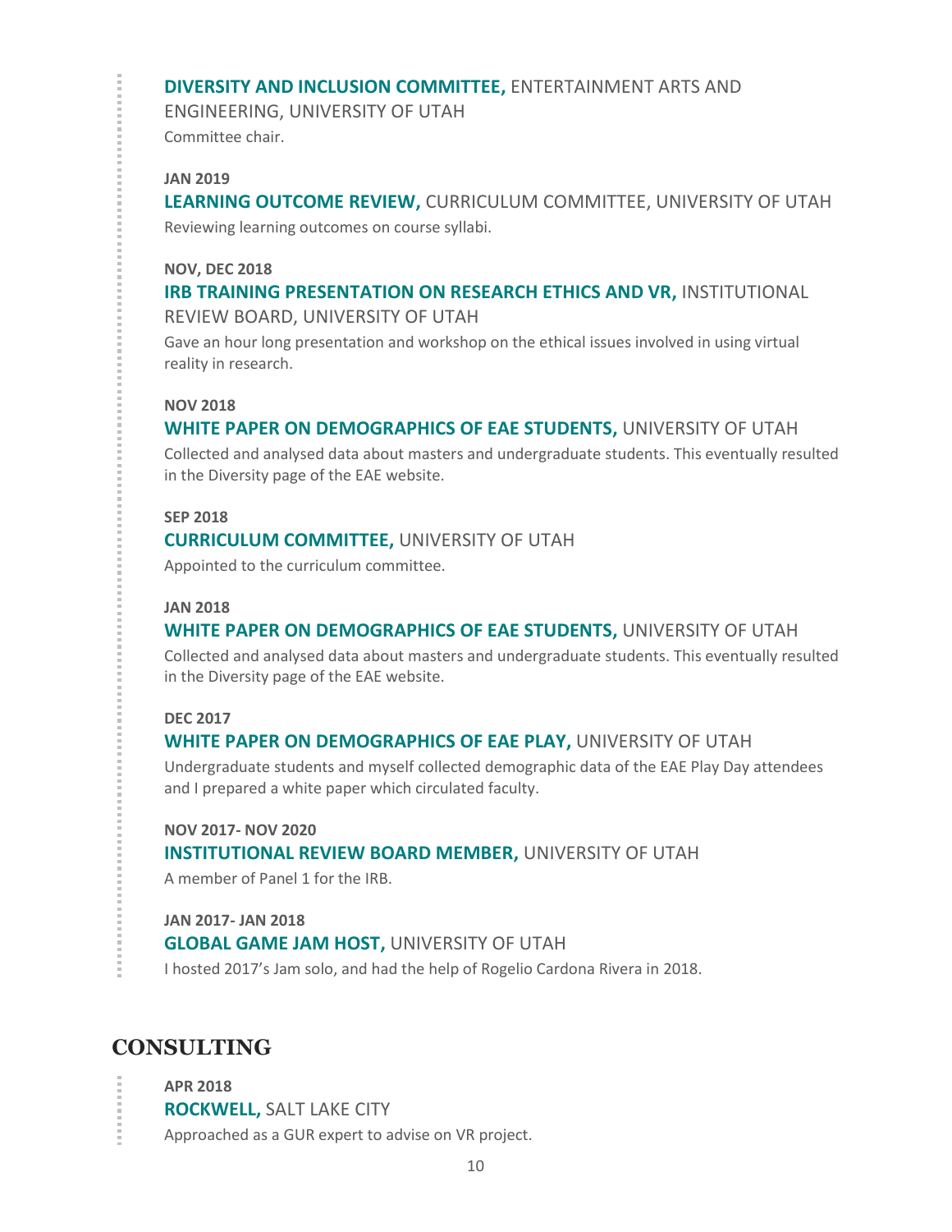**DIVERSITY AND INCLUSION COMMITTEE,** ENTERTAINMENT ARTS AND ENGINEERING, UNIVERSITY OF UTAH

Committee chair.

**JAN 2019**

**LEARNING OUTCOME REVIEW,** CURRICULUM COMMITTEE, UNIVERSITY OF UTAH

Reviewing learning outcomes on course syllabi.

**NOV, DEC 2018**

**IRB TRAINING PRESENTATION ON RESEARCH ETHICS AND VR,** INSTITUTIONAL REVIEW BOARD, UNIVERSITY OF UTAH

Gave an hour long presentation and workshop on the ethical issues involved in using virtual reality in research.

**NOV 2018**

**WHITE PAPER ON DEMOGRAPHICS OF EAE STUDENTS,** UNIVERSITY OF UTAH

Collected and analysed data about masters and undergraduate students. This eventually resulted in the Diversity page of the EAE website.

**SEP 2018**

**CURRICULUM COMMITTEE,** UNIVERSITY OF UTAH

Appointed to the curriculum committee.

**JAN 2018**

**WHITE PAPER ON DEMOGRAPHICS OF EAE STUDENTS,** UNIVERSITY OF UTAH

Collected and analysed data about masters and undergraduate students. This eventually resulted in the Diversity page of the EAE website.

**DEC 2017**

**WHITE PAPER ON DEMOGRAPHICS OF EAE PLAY,** UNIVERSITY OF UTAH

Undergraduate students and myself collected demographic data of the EAE Play Day attendees and I prepared a white paper which circulated faculty.

**NOV 2017- NOV 2020**

**INSTITUTIONAL REVIEW BOARD MEMBER,** UNIVERSITY OF UTAH

A member of Panel 1 for the IRB.

**JAN 2017- JAN 2018**

**GLOBAL GAME JAM HOST,** UNIVERSITY OF UTAH

I hosted 2017's Jam solo, and had the help of Rogelio Cardona Rivera in 2018.

## CONSULTING

**APR 2018**

**ROCKWELL,** SALT LAKE CITY

Approached as a GUR expert to advise on VR project.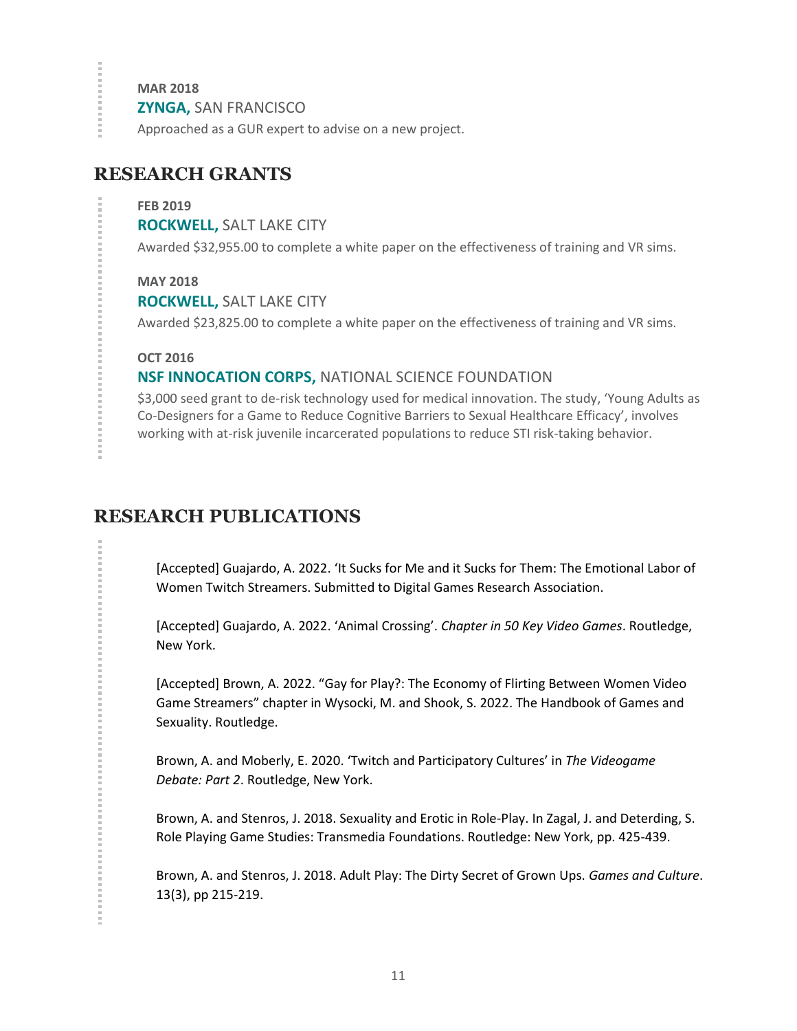**MAR 2018**

**ZYNGA,** SAN FRANCISCO

Approached as a GUR expert to advise on a new project.

## RESEARCH GRANTS

**FEB 2019**

**ROCKWELL,** SALT LAKE CITY

Awarded $32,955.00 to complete a white paper on the effectiveness of training and VR sims.

**MAY 2018**

**ROCKWELL,** SALT LAKE CITY

Awarded $23,825.00 to complete a white paper on the effectiveness of training and VR sims.

**OCT 2016**

**NSF INNOCATION CORPS,** NATIONAL SCIENCE FOUNDATION

$3,000 seed grant to de-risk technology used for medical innovation. The study, 'Young Adults as Co-Designers for a Game to Reduce Cognitive Barriers to Sexual Healthcare Efficacy', involves working with at-risk juvenile incarcerated populations to reduce STI risk-taking behavior.

## RESEARCH PUBLICATIONS

[Accepted] Guajardo, A. 2022. 'It Sucks for Me and it Sucks for Them: The Emotional Labor of Women Twitch Streamers. Submitted to Digital Games Research Association.

[Accepted] Guajardo, A. 2022. 'Animal Crossing'. *Chapter in 50 Key Video Games*. Routledge, New York.

[Accepted] Brown, A. 2022. "Gay for Play?: The Economy of Flirting Between Women Video Game Streamers" chapter in Wysocki, M. and Shook, S. 2022. The Handbook of Games and Sexuality. Routledge.

Brown, A. and Moberly, E. 2020. 'Twitch and Participatory Cultures' in *The Videogame Debate: Part 2*. Routledge, New York.

Brown, A. and Stenros, J. 2018. Sexuality and Erotic in Role-Play. In Zagal, J. and Deterding, S. Role Playing Game Studies: Transmedia Foundations. Routledge: New York, pp. 425-439.

Brown, A. and Stenros, J. 2018. Adult Play: The Dirty Secret of Grown Ups. *Games and Culture*. 13(3), pp 215-219.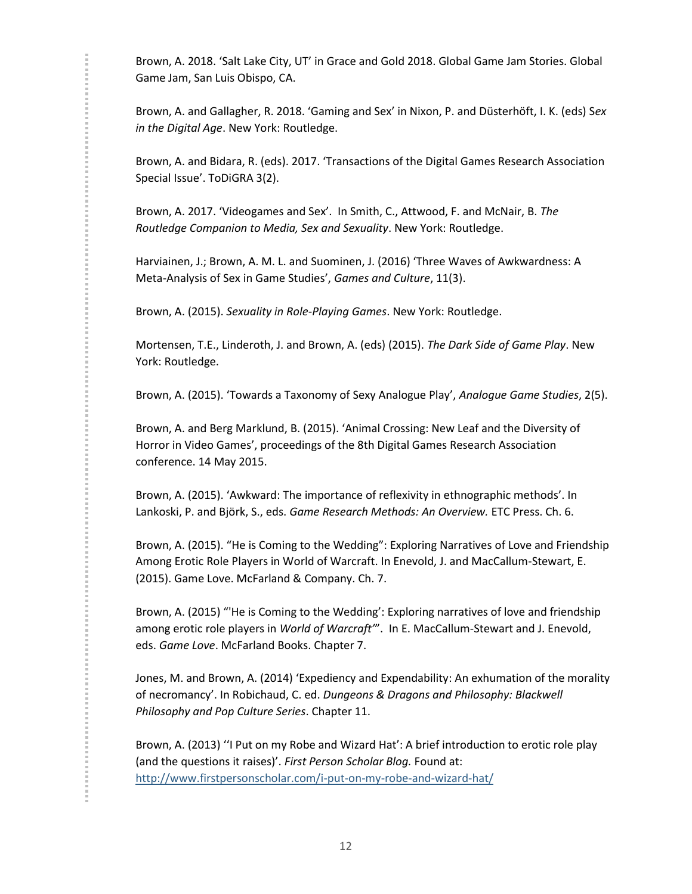Brown, A. 2018. 'Salt Lake City, UT' in Grace and Gold 2018. Global Game Jam Stories. Global Game Jam, San Luis Obispo, CA.

Brown, A. and Gallagher, R. 2018. 'Gaming and Sex' in Nixon, P. and Düsterhöft, I. K. (eds) S*ex in the Digital Age*. New York: Routledge.

Brown, A. and Bidara, R. (eds). 2017. 'Transactions of the Digital Games Research Association Special Issue'. ToDiGRA 3(2).

Brown, A. 2017. 'Videogames and Sex'. In Smith, C., Attwood, F. and McNair, B. *The Routledge Companion to Media, Sex and Sexuality*. New York: Routledge.

Harviainen, J.; Brown, A. M. L. and Suominen, J. (2016) 'Three Waves of Awkwardness: A Meta-Analysis of Sex in Game Studies', *Games and Culture*, 11(3).

Brown, A. (2015). *Sexuality in Role-Playing Games*. New York: Routledge.

Mortensen, T.E., Linderoth, J. and Brown, A. (eds) (2015). *The Dark Side of Game Play*. New York: Routledge.

Brown, A. (2015). 'Towards a Taxonomy of Sexy Analogue Play', *Analogue Game Studies*, 2(5).

Brown, A. and Berg Marklund, B. (2015). 'Animal Crossing: New Leaf and the Diversity of Horror in Video Games', proceedings of the 8th Digital Games Research Association conference. 14 May 2015.

Brown, A. (2015). 'Awkward: The importance of reflexivity in ethnographic methods'. In Lankoski, P. and Björk, S., eds. *Game Research Methods: An Overview.* ETC Press. Ch. 6.

Brown, A. (2015). "He is Coming to the Wedding": Exploring Narratives of Love and Friendship Among Erotic Role Players in World of Warcraft. In Enevold, J. and MacCallum-Stewart, E. (2015). Game Love. McFarland & Company. Ch. 7.

Brown, A. (2015) "'He is Coming to the Wedding': Exploring narratives of love and friendship among erotic role players in *World of Warcraft'*". In E. MacCallum-Stewart and J. Enevold, eds. *Game Love*. McFarland Books. Chapter 7.

Jones, M. and Brown, A. (2014) 'Expediency and Expendability: An exhumation of the morality of necromancy'. In Robichaud, C. ed. *Dungeons & Dragons and Philosophy: Blackwell Philosophy and Pop Culture Series*. Chapter 11.

Brown, A. (2013) ''I Put on my Robe and Wizard Hat': A brief introduction to erotic role play (and the questions it raises)'. *First Person Scholar Blog.* Found at: http://www.firstpersonscholar.com/i-put-on-my-robe-and-wizard-hat/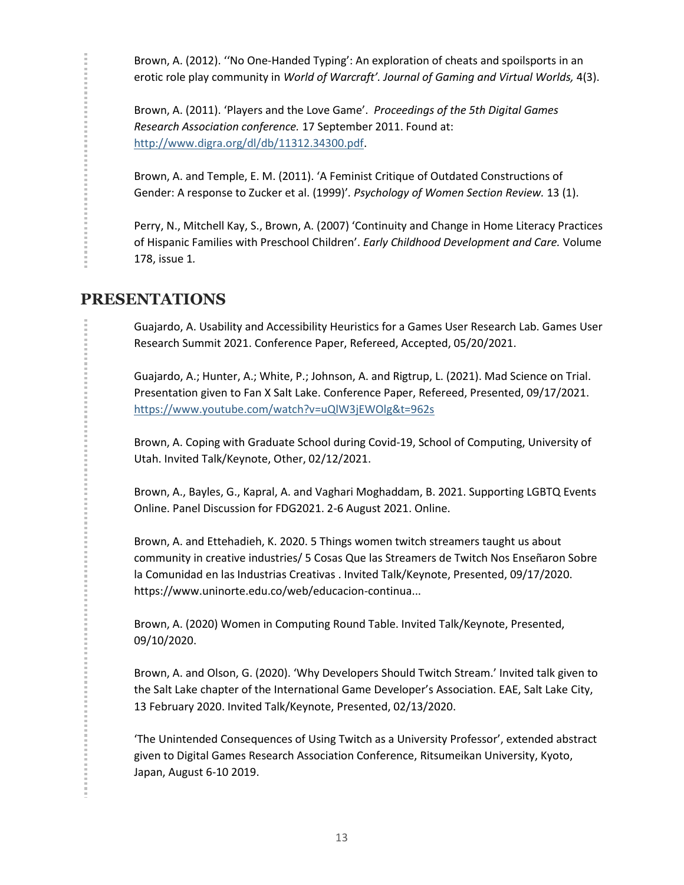Brown, A. (2012). ''No One-Handed Typing': An exploration of cheats and spoilsports in an erotic role play community in *World of Warcraft'. Journal of Gaming and Virtual Worlds,* 4(3).

Brown, A. (2011). 'Players and the Love Game'. *Proceedings of the 5th Digital Games Research Association conference.* 17 September 2011. Found at: [http://www.digra.org/dl/db/11312.34300.pdf](http://www.digra.org/dl/db/11312.34300.pdf).

Brown, A. and Temple, E. M. (2011). 'A Feminist Critique of Outdated Constructions of Gender: A response to Zucker et al. (1999)'. *Psychology of Women Section Review.* 13 (1).

Perry, N., Mitchell Kay, S., Brown, A. (2007) 'Continuity and Change in Home Literacy Practices of Hispanic Families with Preschool Children'. *Early Childhood Development and Care.* Volume 178, issue 1.

## PRESENTATIONS

Guajardo, A. Usability and Accessibility Heuristics for a Games User Research Lab. Games User Research Summit 2021. Conference Paper, Refereed, Accepted, 05/20/2021.

Guajardo, A.; Hunter, A.; White, P.; Johnson, A. and Rigtrup, L. (2021). Mad Science on Trial. Presentation given to Fan X Salt Lake. Conference Paper, Refereed, Presented, 09/17/2021. [https://www.youtube.com/watch?v=uQlW3jEWOlg&t=962s](https://www.youtube.com/watch?v=uQlW3jEWOlg&t=962s)

Brown, A. Coping with Graduate School during Covid-19, School of Computing, University of Utah. Invited Talk/Keynote, Other, 02/12/2021.

Brown, A., Bayles, G., Kapral, A. and Vaghari Moghaddam, B. 2021. Supporting LGBTQ Events Online. Panel Discussion for FDG2021. 2-6 August 2021. Online.

Brown, A. and Ettehadieh, K. 2020. 5 Things women twitch streamers taught us about community in creative industries/ 5 Cosas Que las Streamers de Twitch Nos Enseñaron Sobre la Comunidad en las Industrias Creativas . Invited Talk/Keynote, Presented, 09/17/2020. https://www.uninorte.edu.co/web/educacion-continua...

Brown, A. (2020) Women in Computing Round Table. Invited Talk/Keynote, Presented, 09/10/2020.

Brown, A. and Olson, G. (2020). 'Why Developers Should Twitch Stream.' Invited talk given to the Salt Lake chapter of the International Game Developer's Association. EAE, Salt Lake City, 13 February 2020. Invited Talk/Keynote, Presented, 02/13/2020.

'The Unintended Consequences of Using Twitch as a University Professor', extended abstract given to Digital Games Research Association Conference, Ritsumeikan University, Kyoto, Japan, August 6-10 2019.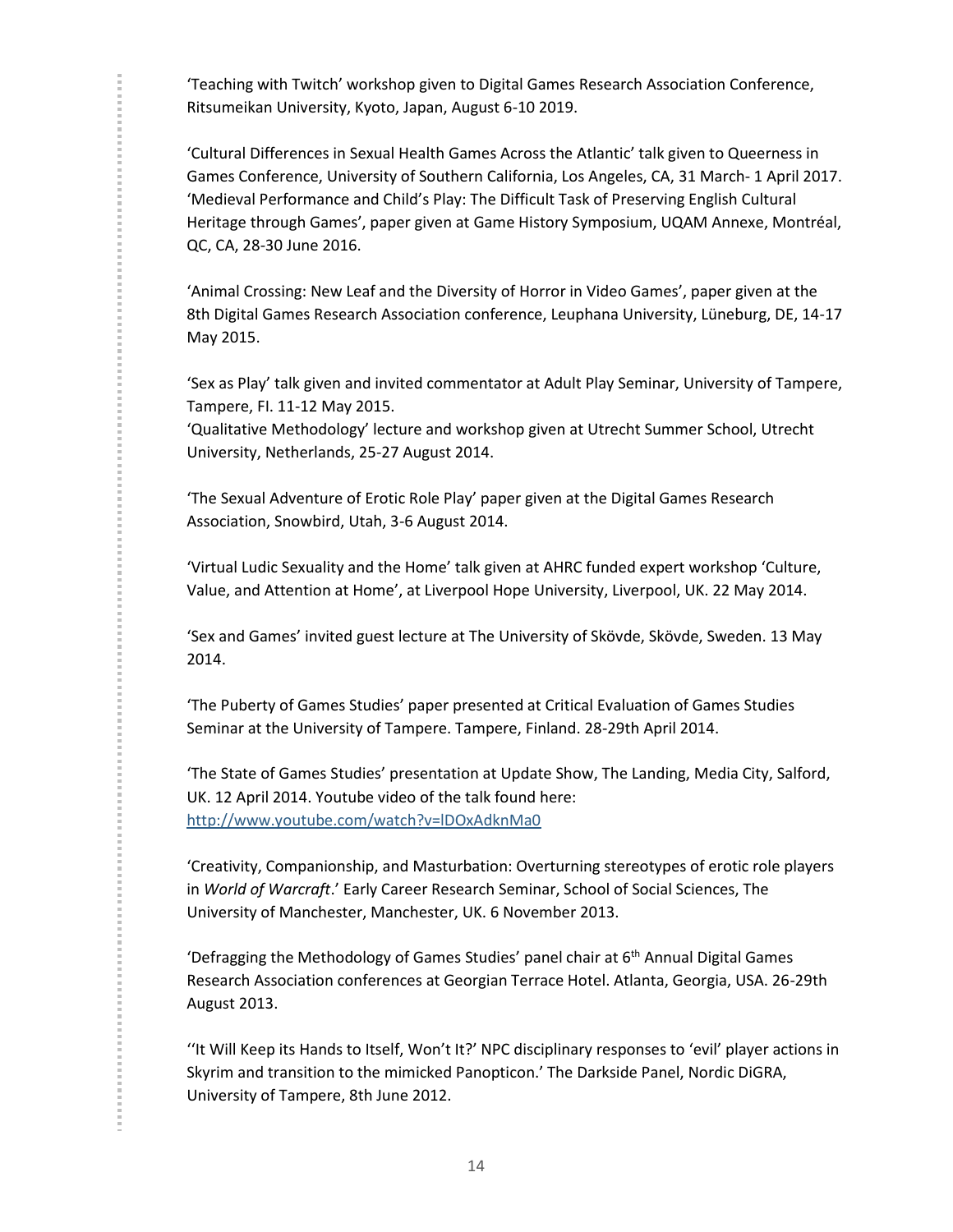'Teaching with Twitch' workshop given to Digital Games Research Association Conference, Ritsumeikan University, Kyoto, Japan, August 6-10 2019.

'Cultural Differences in Sexual Health Games Across the Atlantic' talk given to Queerness in Games Conference, University of Southern California, Los Angeles, CA, 31 March- 1 April 2017.
'Medieval Performance and Child's Play: The Difficult Task of Preserving English Cultural Heritage through Games', paper given at Game History Symposium, UQAM Annexe, Montréal, QC, CA, 28-30 June 2016.

'Animal Crossing: New Leaf and the Diversity of Horror in Video Games', paper given at the 8th Digital Games Research Association conference, Leuphana University, Lüneburg, DE, 14-17 May 2015.

'Sex as Play' talk given and invited commentator at Adult Play Seminar, University of Tampere, Tampere, FI. 11-12 May 2015.
'Qualitative Methodology' lecture and workshop given at Utrecht Summer School, Utrecht University, Netherlands, 25-27 August 2014.

'The Sexual Adventure of Erotic Role Play' paper given at the Digital Games Research Association, Snowbird, Utah, 3-6 August 2014.

'Virtual Ludic Sexuality and the Home' talk given at AHRC funded expert workshop 'Culture, Value, and Attention at Home', at Liverpool Hope University, Liverpool, UK. 22 May 2014.

'Sex and Games' invited guest lecture at The University of Skövde, Skövde, Sweden. 13 May 2014.

'The Puberty of Games Studies' paper presented at Critical Evaluation of Games Studies Seminar at the University of Tampere. Tampere, Finland. 28-29th April 2014.

'The State of Games Studies' presentation at Update Show, The Landing, Media City, Salford, UK. 12 April 2014. Youtube video of the talk found here: http://www.youtube.com/watch?v=lDOxAdknMa0

'Creativity, Companionship, and Masturbation: Overturning stereotypes of erotic role players in *World of Warcraft*.' Early Career Research Seminar, School of Social Sciences, The University of Manchester, Manchester, UK. 6 November 2013.

'Defragging the Methodology of Games Studies' panel chair at 6th Annual Digital Games Research Association conferences at Georgian Terrace Hotel. Atlanta, Georgia, USA. 26-29th August 2013.

''It Will Keep its Hands to Itself, Won't It?' NPC disciplinary responses to 'evil' player actions in Skyrim and transition to the mimicked Panopticon.' The Darkside Panel, Nordic DiGRA, University of Tampere, 8th June 2012.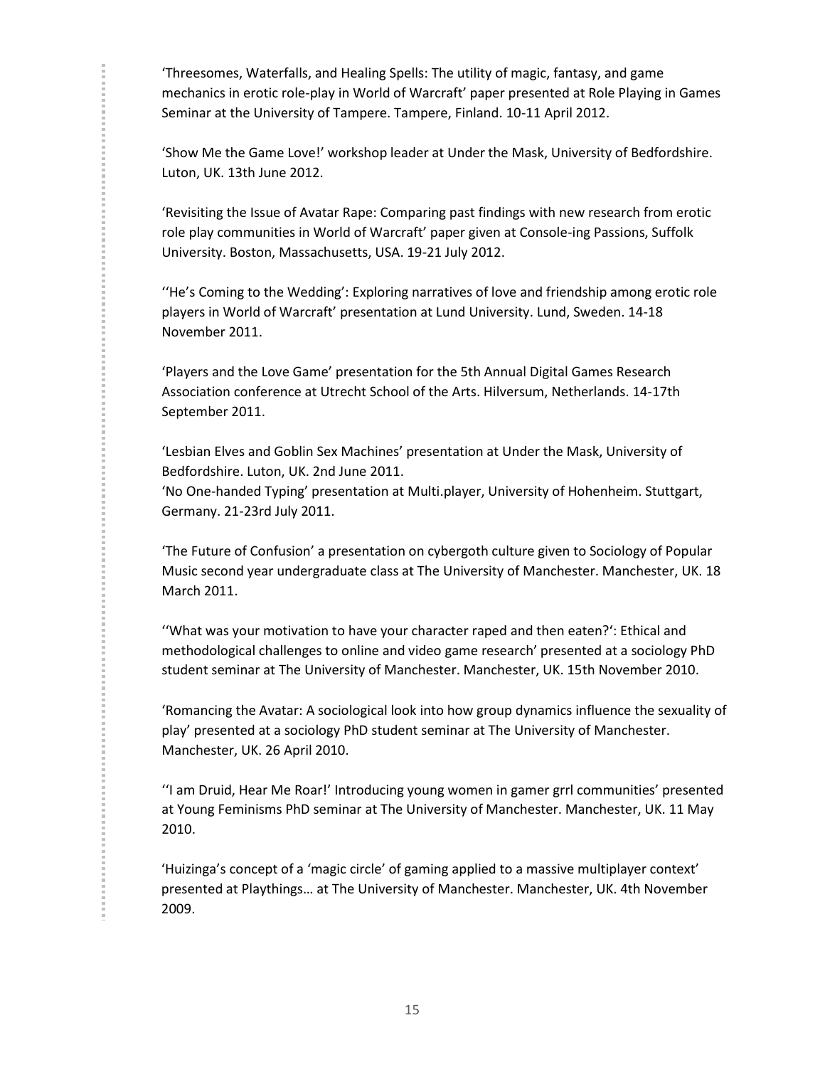'Threesomes, Waterfalls, and Healing Spells: The utility of magic, fantasy, and game mechanics in erotic role-play in World of Warcraft' paper presented at Role Playing in Games Seminar at the University of Tampere. Tampere, Finland. 10-11 April 2012.

'Show Me the Game Love!' workshop leader at Under the Mask, University of Bedfordshire. Luton, UK. 13th June 2012.

'Revisiting the Issue of Avatar Rape: Comparing past findings with new research from erotic role play communities in World of Warcraft' paper given at Console-ing Passions, Suffolk University. Boston, Massachusetts, USA. 19-21 July 2012.

''He's Coming to the Wedding': Exploring narratives of love and friendship among erotic role players in World of Warcraft' presentation at Lund University. Lund, Sweden. 14-18 November 2011.

'Players and the Love Game' presentation for the 5th Annual Digital Games Research Association conference at Utrecht School of the Arts. Hilversum, Netherlands. 14-17th September 2011.

'Lesbian Elves and Goblin Sex Machines' presentation at Under the Mask, University of Bedfordshire. Luton, UK. 2nd June 2011.
'No One-handed Typing' presentation at Multi.player, University of Hohenheim. Stuttgart, Germany. 21-23rd July 2011.

'The Future of Confusion' a presentation on cybergoth culture given to Sociology of Popular Music second year undergraduate class at The University of Manchester. Manchester, UK. 18 March 2011.

''What was your motivation to have your character raped and then eaten?': Ethical and methodological challenges to online and video game research' presented at a sociology PhD student seminar at The University of Manchester. Manchester, UK. 15th November 2010.

'Romancing the Avatar: A sociological look into how group dynamics influence the sexuality of play' presented at a sociology PhD student seminar at The University of Manchester. Manchester, UK. 26 April 2010.

''I am Druid, Hear Me Roar!' Introducing young women in gamer grrl communities' presented at Young Feminisms PhD seminar at The University of Manchester. Manchester, UK. 11 May 2010.

'Huizinga's concept of a 'magic circle' of gaming applied to a massive multiplayer context' presented at Playthings… at The University of Manchester. Manchester, UK. 4th November 2009.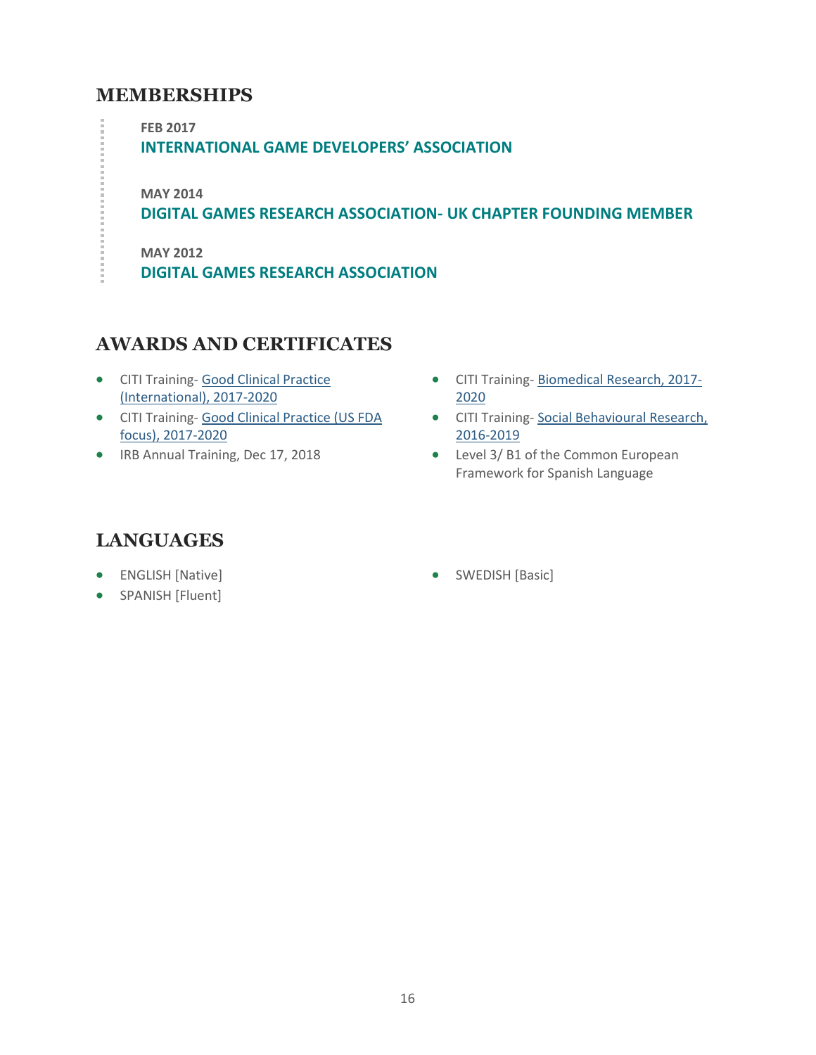## MEMBERSHIPS

**FEB 2017**
**INTERNATIONAL GAME DEVELOPERS' ASSOCIATION**

**MAY 2014**
**DIGITAL GAMES RESEARCH ASSOCIATION- UK CHAPTER FOUNDING MEMBER**

**MAY 2012**
**DIGITAL GAMES RESEARCH ASSOCIATION**

## AWARDS AND CERTIFICATES

- CITI Training- Good Clinical Practice (International), 2017-2020
- CITI Training- Good Clinical Practice (US FDA focus), 2017-2020
- IRB Annual Training, Dec 17, 2018
- CITI Training- Biomedical Research, 2017-2020
- CITI Training- Social Behavioural Research, 2016-2019
- Level 3/ B1 of the Common European Framework for Spanish Language

## LANGUAGES

- ENGLISH [Native]
- SPANISH [Fluent]
- SWEDISH [Basic]